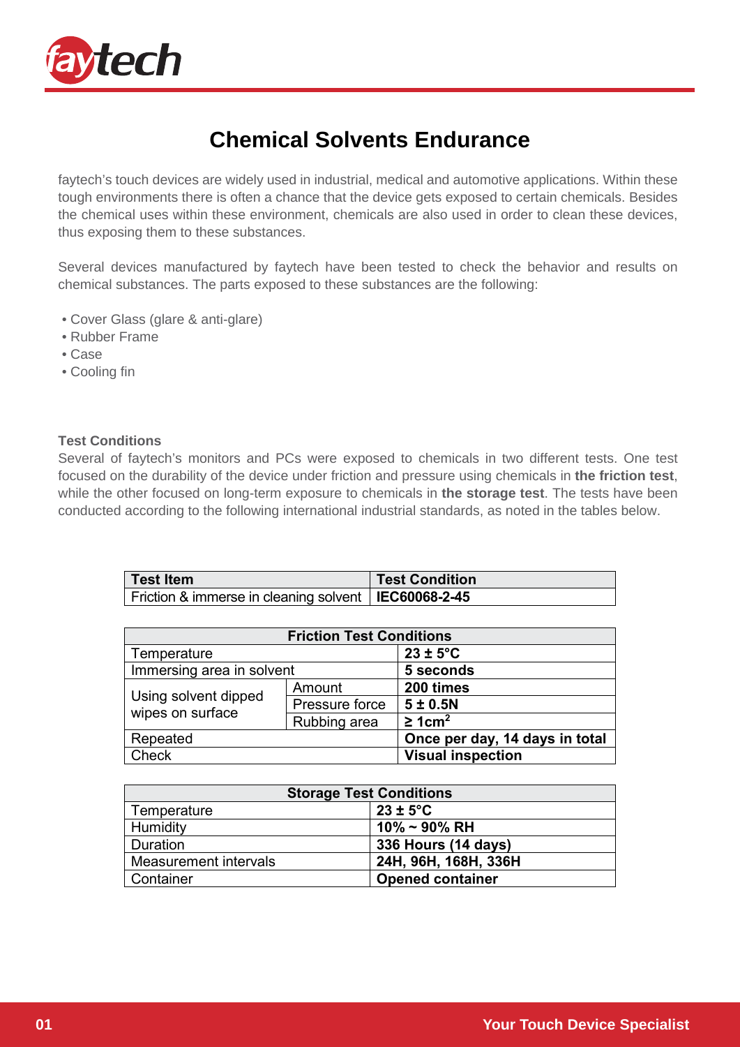# Chemical Solvents Endurance

faytech's touch devices are widely used in industrial, medical and automotive applications. Within these tough environments there is often a chance that the device gets exposed to certain chemicals. Besides the chemical uses within these environment, chemicals are also used in order to clean these devices, thus exposing them to these substances.

Several devices manufactured by faytech have been tested to check the behavior and results on chemical substances. The parts exposed to these substances are the following:

- Cover Glass (glare & anti-glare)
- Rubber Frame
- Case
- Cooling fin

**Test Conditions**

Several of faytech's monitors and PCs were exposed to chemicals in two different tests. One test focused on the durability of the device under friction and pressure using chemicals in **the friction test**, while the other focused on long-term exposure to chemicals in **the storage test**. The tests have been conducted according to the following international industrial standards, as noted in the tables below.

| Test Item | Test Condition |
|---|---|
| Friction & immerse in cleaning solvent | **IEC60068-2-45** |

| Friction Test Conditions | | |
|---|---|---|
| Temperature | | **23 ± 5°C** |
| Immersing area in solvent | | **5 seconds** |
| Using solvent dipped wipes on surface | Amount | **200 times** |
| | Pressure force | **5 ± 0.5N** |
| | Rubbing area | **≥ 1cm²** |
| Repeated | | **Once per day, 14 days in total** |
| Check | | **Visual inspection** |

| Storage Test Conditions | |
|---|---|
| Temperature | **23 ± 5°C** |
| Humidity | **10% ~ 90% RH** |
| Duration | **336 Hours (14 days)** |
| Measurement intervals | **24H, 96H, 168H, 336H** |
| Container | **Opened container** |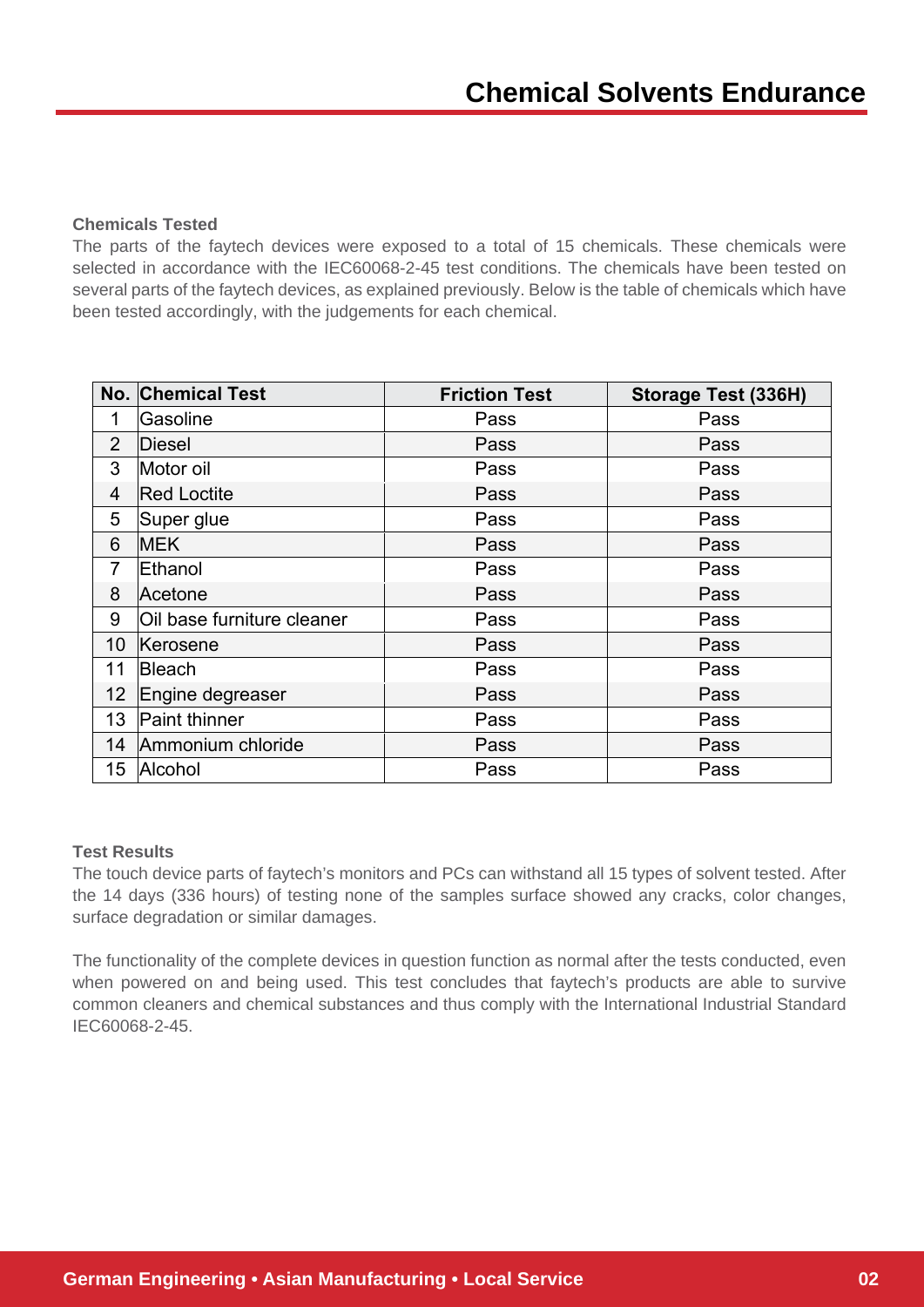# Chemical Solvents Endurance

**Chemicals Tested**

The parts of the faytech devices were exposed to a total of 15 chemicals. These chemicals were selected in accordance with the IEC60068-2-45 test conditions. The chemicals have been tested on several parts of the faytech devices, as explained previously. Below is the table of chemicals which have been tested accordingly, with the judgements for each chemical.

| No. | Chemical Test | Friction Test | Storage Test (336H) |
|---|---|---|---|
| 1 | Gasoline | Pass | Pass |
| 2 | Diesel | Pass | Pass |
| 3 | Motor oil | Pass | Pass |
| 4 | Red Loctite | Pass | Pass |
| 5 | Super glue | Pass | Pass |
| 6 | MEK | Pass | Pass |
| 7 | Ethanol | Pass | Pass |
| 8 | Acetone | Pass | Pass |
| 9 | Oil base furniture cleaner | Pass | Pass |
| 10 | Kerosene | Pass | Pass |
| 11 | Bleach | Pass | Pass |
| 12 | Engine degreaser | Pass | Pass |
| 13 | Paint thinner | Pass | Pass |
| 14 | Ammonium chloride | Pass | Pass |
| 15 | Alcohol | Pass | Pass |

**Test Results**

The touch device parts of faytech's monitors and PCs can withstand all 15 types of solvent tested. After the 14 days (336 hours) of testing none of the samples surface showed any cracks, color changes, surface degradation or similar damages.

The functionality of the complete devices in question function as normal after the tests conducted, even when powered on and being used. This test concludes that faytech's products are able to survive common cleaners and chemical substances and thus comply with the International Industrial Standard IEC60068-2-45.